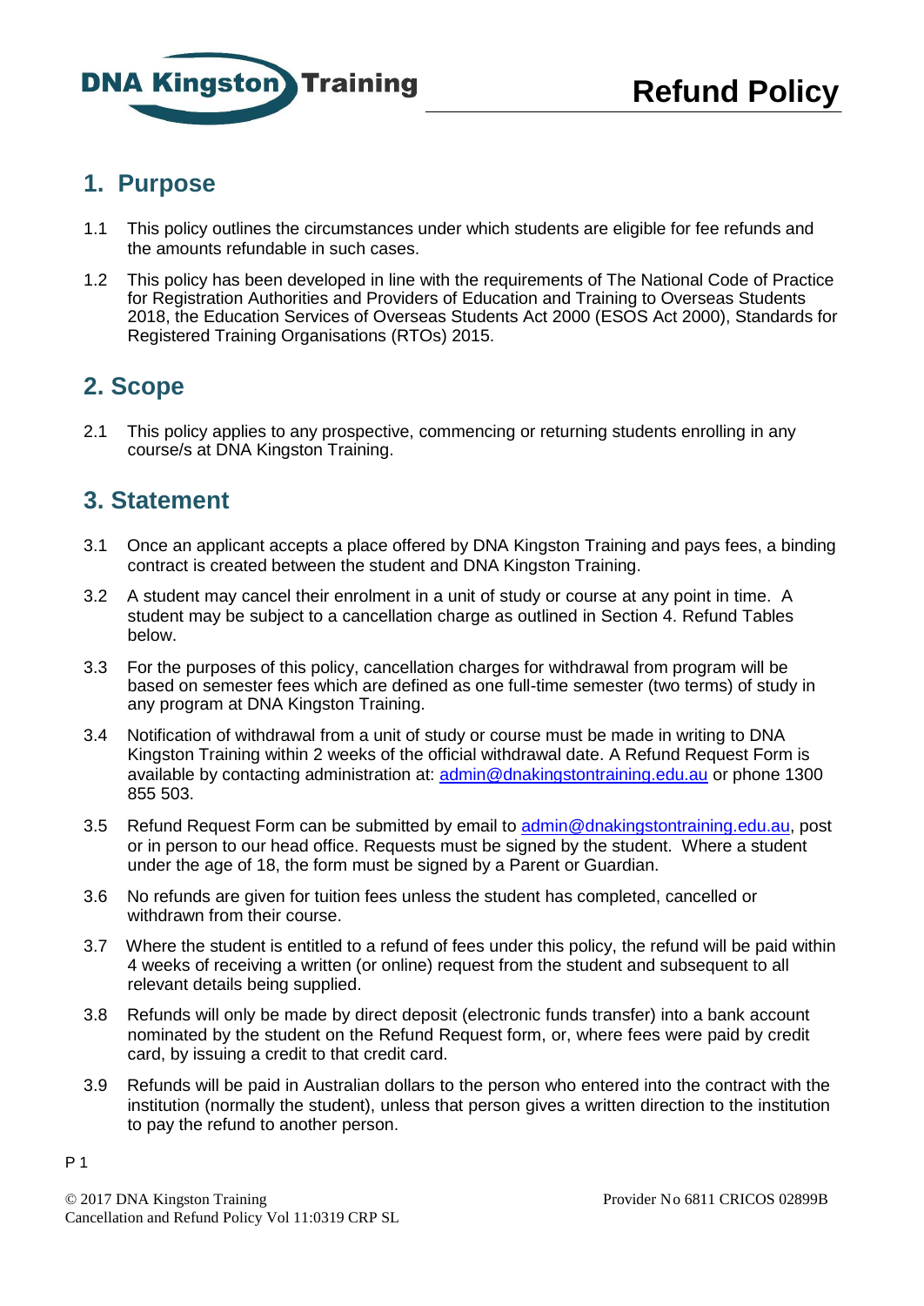DNA Kingston Training

# Refund Policy

## 1. Purpose

1.1 This policy outlines the circumstances under which students are eligible for fee refunds and the amounts refundable in such cases.

1.2 This policy has been developed in line with the requirements of The National Code of Practice for Registration Authorities and Providers of Education and Training to Overseas Students 2018, the Education Services of Overseas Students Act 2000 (ESOS Act 2000), Standards for Registered Training Organisations (RTOs) 2015.

## 2. Scope

2.1 This policy applies to any prospective, commencing or returning students enrolling in any course/s at DNA Kingston Training.

## 3. Statement

3.1 Once an applicant accepts a place offered by DNA Kingston Training and pays fees, a binding contract is created between the student and DNA Kingston Training.

3.2 A student may cancel their enrolment in a unit of study or course at any point in time. A student may be subject to a cancellation charge as outlined in Section 4. Refund Tables below.

3.3 For the purposes of this policy, cancellation charges for withdrawal from program will be based on semester fees which are defined as one full-time semester (two terms) of study in any program at DNA Kingston Training.

3.4 Notification of withdrawal from a unit of study or course must be made in writing to DNA Kingston Training within 2 weeks of the official withdrawal date. A Refund Request Form is available by contacting administration at: admin@dnakingstontraining.edu.au or phone 1300 855 503.

3.5 Refund Request Form can be submitted by email to admin@dnakingstontraining.edu.au, post or in person to our head office. Requests must be signed by the student. Where a student under the age of 18, the form must be signed by a Parent or Guardian.

3.6 No refunds are given for tuition fees unless the student has completed, cancelled or withdrawn from their course.

3.7 Where the student is entitled to a refund of fees under this policy, the refund will be paid within 4 weeks of receiving a written (or online) request from the student and subsequent to all relevant details being supplied.

3.8 Refunds will only be made by direct deposit (electronic funds transfer) into a bank account nominated by the student on the Refund Request form, or, where fees were paid by credit card, by issuing a credit to that credit card.

3.9 Refunds will be paid in Australian dollars to the person who entered into the contract with the institution (normally the student), unless that person gives a written direction to the institution to pay the refund to another person.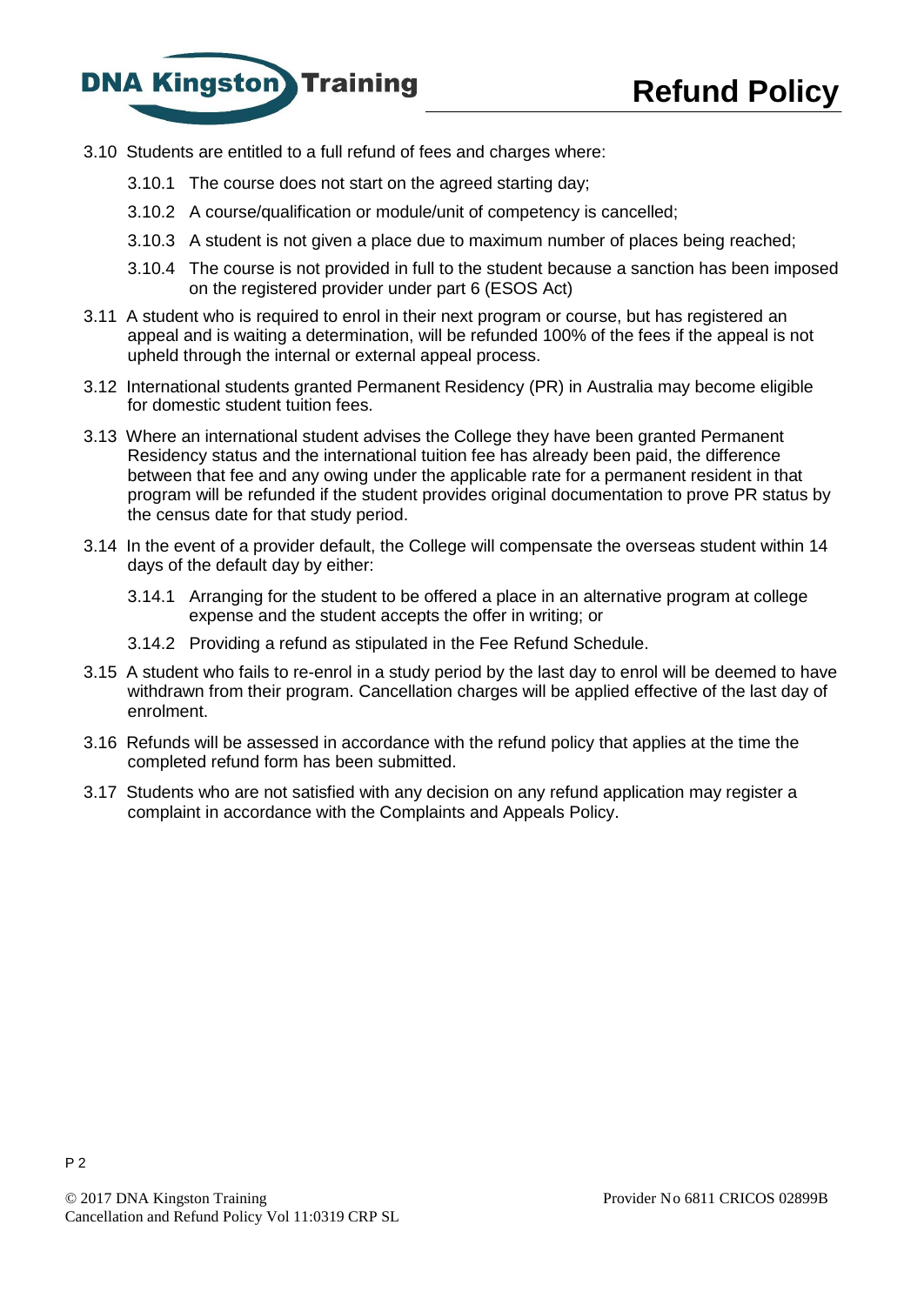3.10 Students are entitled to a full refund of fees and charges where:

- 3.10.1 The course does not start on the agreed starting day;
- 3.10.2 A course/qualification or module/unit of competency is cancelled;
- 3.10.3 A student is not given a place due to maximum number of places being reached;
- 3.10.4 The course is not provided in full to the student because a sanction has been imposed on the registered provider under part 6 (ESOS Act)

3.11 A student who is required to enrol in their next program or course, but has registered an appeal and is waiting a determination, will be refunded 100% of the fees if the appeal is not upheld through the internal or external appeal process.

3.12 International students granted Permanent Residency (PR) in Australia may become eligible for domestic student tuition fees.

3.13 Where an international student advises the College they have been granted Permanent Residency status and the international tuition fee has already been paid, the difference between that fee and any owing under the applicable rate for a permanent resident in that program will be refunded if the student provides original documentation to prove PR status by the census date for that study period.

3.14 In the event of a provider default, the College will compensate the overseas student within 14 days of the default day by either:

- 3.14.1 Arranging for the student to be offered a place in an alternative program at college expense and the student accepts the offer in writing; or
- 3.14.2 Providing a refund as stipulated in the Fee Refund Schedule.

3.15 A student who fails to re-enrol in a study period by the last day to enrol will be deemed to have withdrawn from their program. Cancellation charges will be applied effective of the last day of enrolment.

3.16 Refunds will be assessed in accordance with the refund policy that applies at the time the completed refund form has been submitted.

3.17 Students who are not satisfied with any decision on any refund application may register a complaint in accordance with the Complaints and Appeals Policy.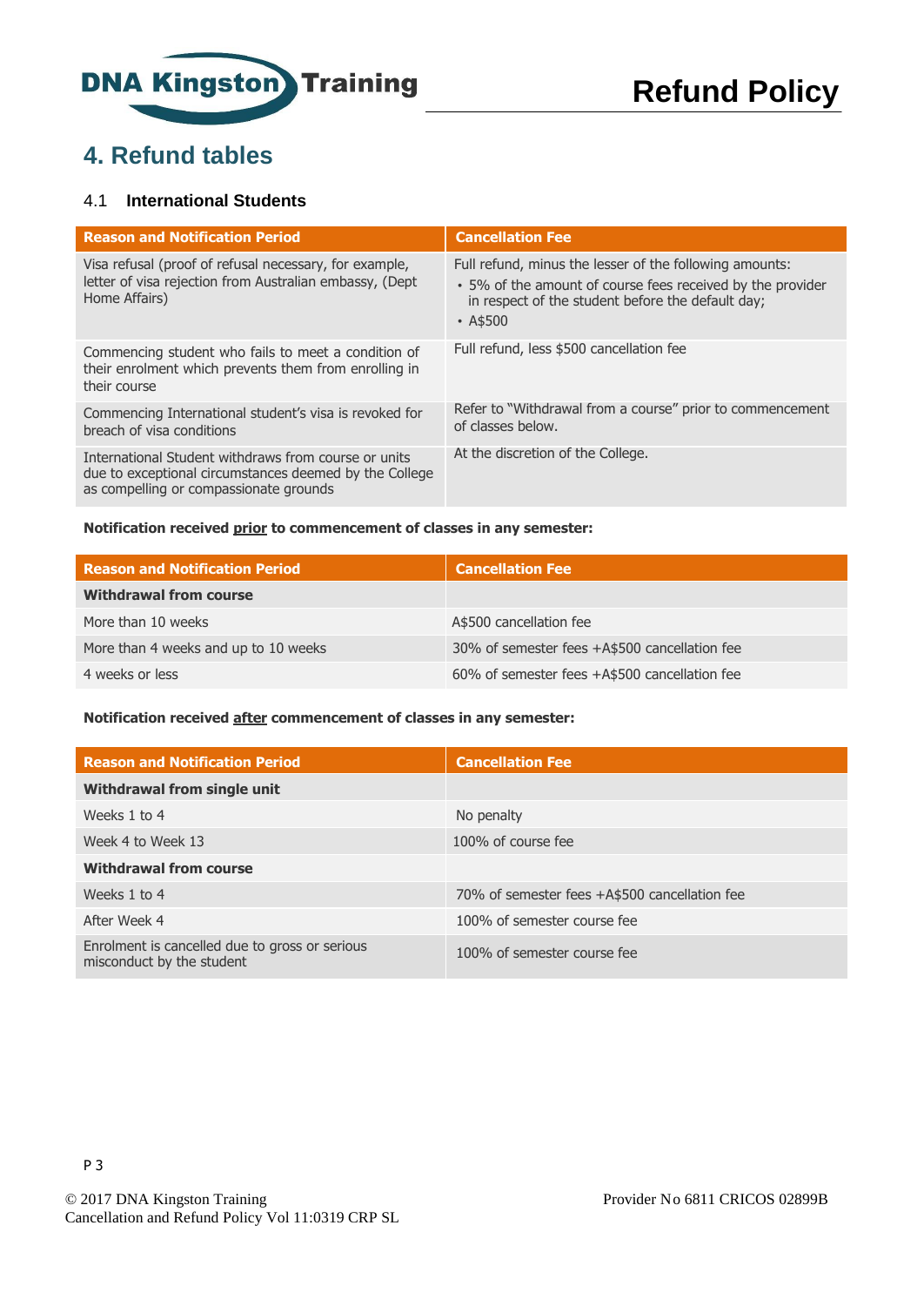## 4. Refund tables

### 4.1 International Students

| Reason and Notification Period | Cancellation Fee |
|---|---|
| Visa refusal (proof of refusal necessary, for example, letter of visa rejection from Australian embassy, (Dept Home Affairs) | Full refund, minus the lesser of the following amounts:<br>• 5% of the amount of course fees received by the provider in respect of the student before the default day;<br>• A$500 |
| Commencing student who fails to meet a condition of their enrolment which prevents them from enrolling in their course | Full refund, less $500 cancellation fee |
| Commencing International student's visa is revoked for breach of visa conditions | Refer to "Withdrawal from a course" prior to commencement of classes below. |
| International Student withdraws from course or units due to exceptional circumstances deemed by the College as compelling or compassionate grounds | At the discretion of the College. |

**Notification received prior to commencement of classes in any semester:**

| Reason and Notification Period | Cancellation Fee |
|---|---|
| **Withdrawal from course** | |
| More than 10 weeks | A$500 cancellation fee |
| More than 4 weeks and up to 10 weeks | 30% of semester fees +A$500 cancellation fee |
| 4 weeks or less | 60% of semester fees +A$500 cancellation fee |

**Notification received after commencement of classes in any semester:**

| Reason and Notification Period | Cancellation Fee |
|---|---|
| **Withdrawal from single unit** | |
| Weeks 1 to 4 | No penalty |
| Week 4 to Week 13 | 100% of course fee |
| **Withdrawal from course** | |
| Weeks 1 to 4 | 70% of semester fees +A$500 cancellation fee |
| After Week 4 | 100% of semester course fee |
| Enrolment is cancelled due to gross or serious misconduct by the student | 100% of semester course fee |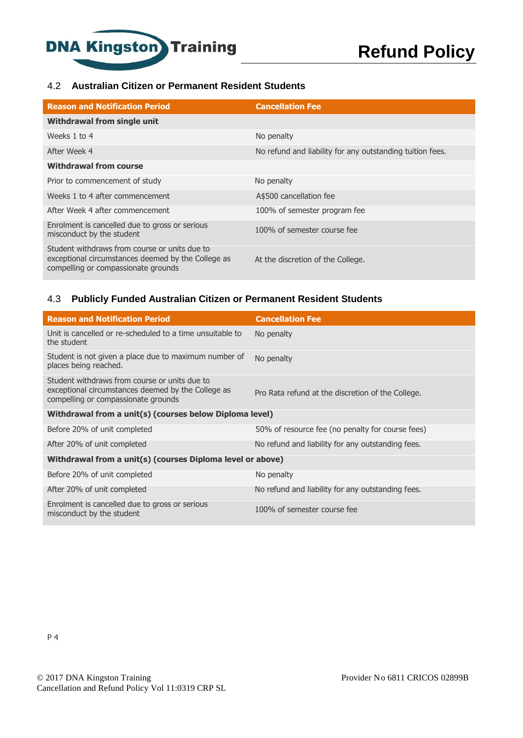### 4.2 Australian Citizen or Permanent Resident Students

| Reason and Notification Period | Cancellation Fee |
|---|---|
| **Withdrawal from single unit** | |
| Weeks 1 to 4 | No penalty |
| After Week 4 | No refund and liability for any outstanding tuition fees. |
| **Withdrawal from course** | |
| Prior to commencement of study | No penalty |
| Weeks 1 to 4 after commencement | A$500 cancellation fee |
| After Week 4 after commencement | 100% of semester program fee |
| Enrolment is cancelled due to gross or serious misconduct by the student | 100% of semester course fee |
| Student withdraws from course or units due to exceptional circumstances deemed by the College as compelling or compassionate grounds | At the discretion of the College. |

### 4.3 Publicly Funded Australian Citizen or Permanent Resident Students

| Reason and Notification Period | Cancellation Fee |
|---|---|
| Unit is cancelled or re-scheduled to a time unsuitable to the student | No penalty |
| Student is not given a place due to maximum number of places being reached. | No penalty |
| Student withdraws from course or units due to exceptional circumstances deemed by the College as compelling or compassionate grounds | Pro Rata refund at the discretion of the College. |
| **Withdrawal from a unit(s) (courses below Diploma level)** | |
| Before 20% of unit completed | 50% of resource fee (no penalty for course fees) |
| After 20% of unit completed | No refund and liability for any outstanding fees. |
| **Withdrawal from a unit(s) (courses Diploma level or above)** | |
| Before 20% of unit completed | No penalty |
| After 20% of unit completed | No refund and liability for any outstanding fees. |
| Enrolment is cancelled due to gross or serious misconduct by the student | 100% of semester course fee |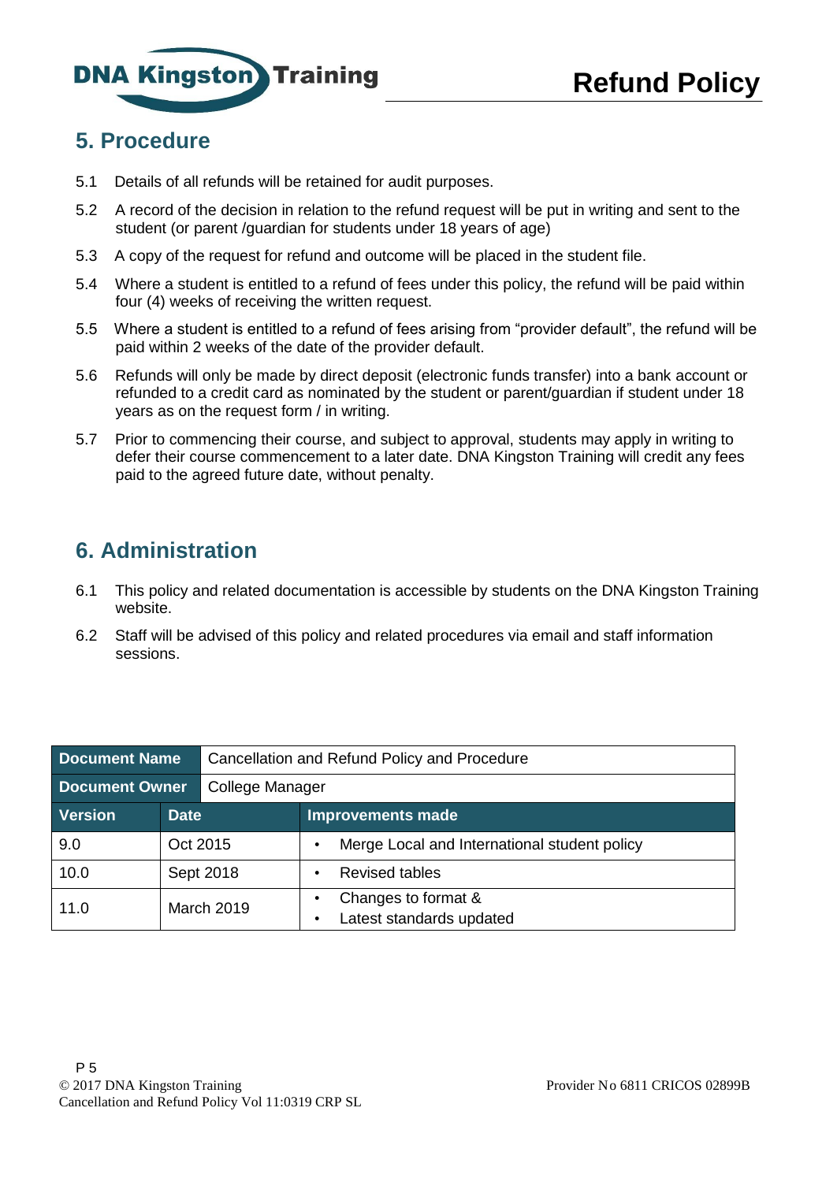## 5. Procedure

5.1 Details of all refunds will be retained for audit purposes.

5.2 A record of the decision in relation to the refund request will be put in writing and sent to the student (or parent /guardian for students under 18 years of age)

5.3 A copy of the request for refund and outcome will be placed in the student file.

5.4 Where a student is entitled to a refund of fees under this policy, the refund will be paid within four (4) weeks of receiving the written request.

5.5 Where a student is entitled to a refund of fees arising from "provider default", the refund will be paid within 2 weeks of the date of the provider default.

5.6 Refunds will only be made by direct deposit (electronic funds transfer) into a bank account or refunded to a credit card as nominated by the student or parent/guardian if student under 18 years as on the request form / in writing.

5.7 Prior to commencing their course, and subject to approval, students may apply in writing to defer their course commencement to a later date. DNA Kingston Training will credit any fees paid to the agreed future date, without penalty.

## 6. Administration

6.1 This policy and related documentation is accessible by students on the DNA Kingston Training website.

6.2 Staff will be advised of this policy and related procedures via email and staff information sessions.

| | | |
|---|---|---|
| **Document Name** | Cancellation and Refund Policy and Procedure | |
| **Document Owner** | College Manager | |
| **Version** | **Date** | **Improvements made** |
| 9.0 | Oct 2015 | • Merge Local and International student policy |
| 10.0 | Sept 2018 | • Revised tables |
| 11.0 | March 2019 | • Changes to format &<br>• Latest standards updated |

© 2017 DNA Kingston Training
Cancellation and Refund Policy Vol 11:0319 CRP SL

Provider No 6811 CRICOS 02899B